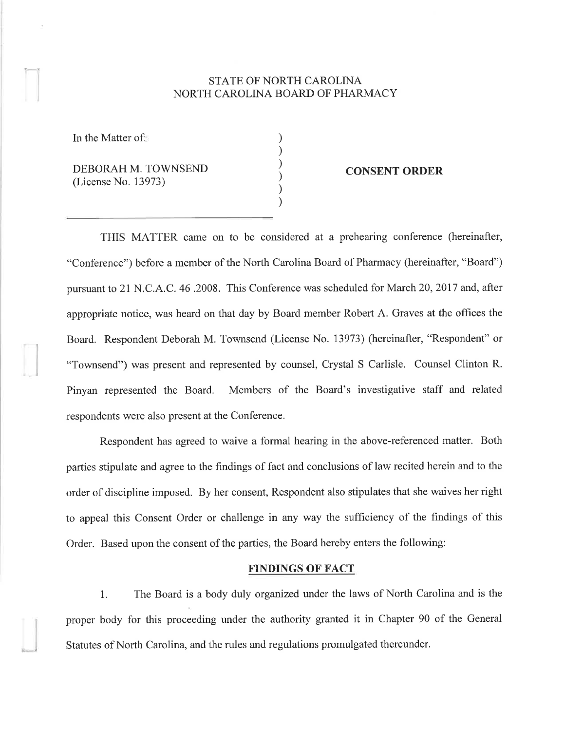STATE OF NORTH CAROLINA
NORTH CAROLINA BOARD OF PHARMACY

In the Matter of:

DEBORAH M. TOWNSEND
(License No. 13973)

**CONSENT ORDER**

THIS MATTER came on to be considered at a prehearing conference (hereinafter, "Conference") before a member of the North Carolina Board of Pharmacy (hereinafter, "Board") pursuant to 21 N.C.A.C. 46 .2008. This Conference was scheduled for March 20, 2017 and, after appropriate notice, was heard on that day by Board member Robert A. Graves at the offices the Board. Respondent Deborah M. Townsend (License No. 13973) (hereinafter, "Respondent" or "Townsend") was present and represented by counsel, Crystal S Carlisle. Counsel Clinton R. Pinyan represented the Board. Members of the Board's investigative staff and related respondents were also present at the Conference.

Respondent has agreed to waive a formal hearing in the above-referenced matter. Both parties stipulate and agree to the findings of fact and conclusions of law recited herein and to the order of discipline imposed. By her consent, Respondent also stipulates that she waives her right to appeal this Consent Order or challenge in any way the sufficiency of the findings of this Order. Based upon the consent of the parties, the Board hereby enters the following:

**FINDINGS OF FACT**

1. The Board is a body duly organized under the laws of North Carolina and is the proper body for this proceeding under the authority granted it in Chapter 90 of the General Statutes of North Carolina, and the rules and regulations promulgated thereunder.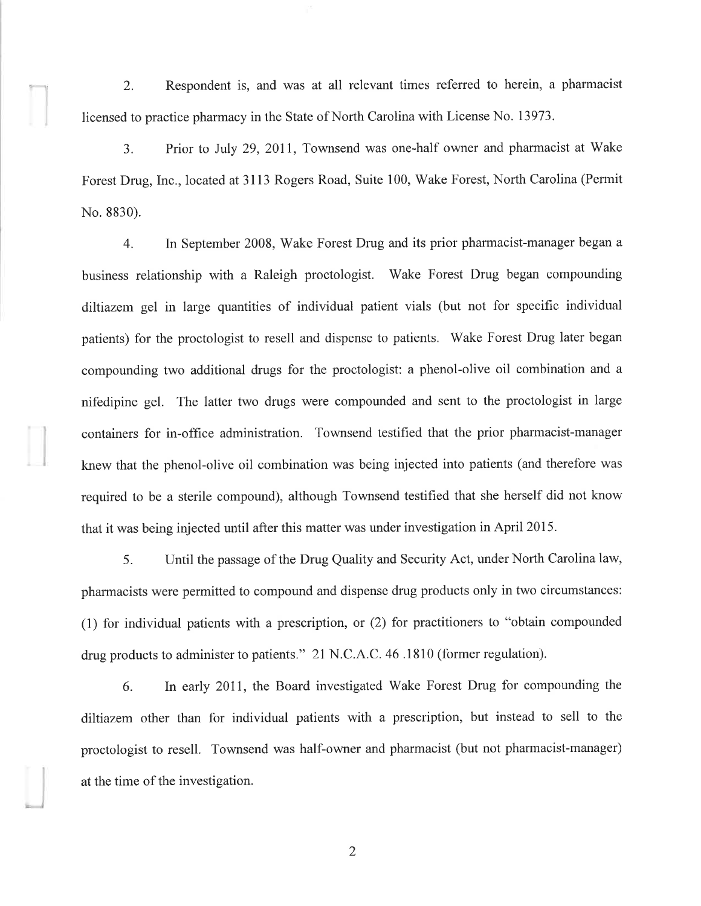2. Respondent is, and was at all relevant times referred to herein, a pharmacist licensed to practice pharmacy in the State of North Carolina with License No. 13973.

3. Prior to July 29, 2011, Townsend was one-half owner and pharmacist at Wake Forest Drug, Inc., located at 3113 Rogers Road, Suite 100, Wake Forest, North Carolina (Permit No. 8830).

4. In September 2008, Wake Forest Drug and its prior pharmacist-manager began a business relationship with a Raleigh proctologist. Wake Forest Drug began compounding diltiazem gel in large quantities of individual patient vials (but not for specific individual patients) for the proctologist to resell and dispense to patients. Wake Forest Drug later began compounding two additional drugs for the proctologist: a phenol-olive oil combination and a nifedipine gel. The latter two drugs were compounded and sent to the proctologist in large containers for in-office administration. Townsend testified that the prior pharmacist-manager knew that the phenol-olive oil combination was being injected into patients (and therefore was required to be a sterile compound), although Townsend testified that she herself did not know that it was being injected until after this matter was under investigation in April 2015.

5. Until the passage of the Drug Quality and Security Act, under North Carolina law, pharmacists were permitted to compound and dispense drug products only in two circumstances: (1) for individual patients with a prescription, or (2) for practitioners to "obtain compounded drug products to administer to patients." 21 N.C.A.C. 46 .1810 (former regulation).

6. In early 2011, the Board investigated Wake Forest Drug for compounding the diltiazem other than for individual patients with a prescription, but instead to sell to the proctologist to resell. Townsend was half-owner and pharmacist (but not pharmacist-manager) at the time of the investigation.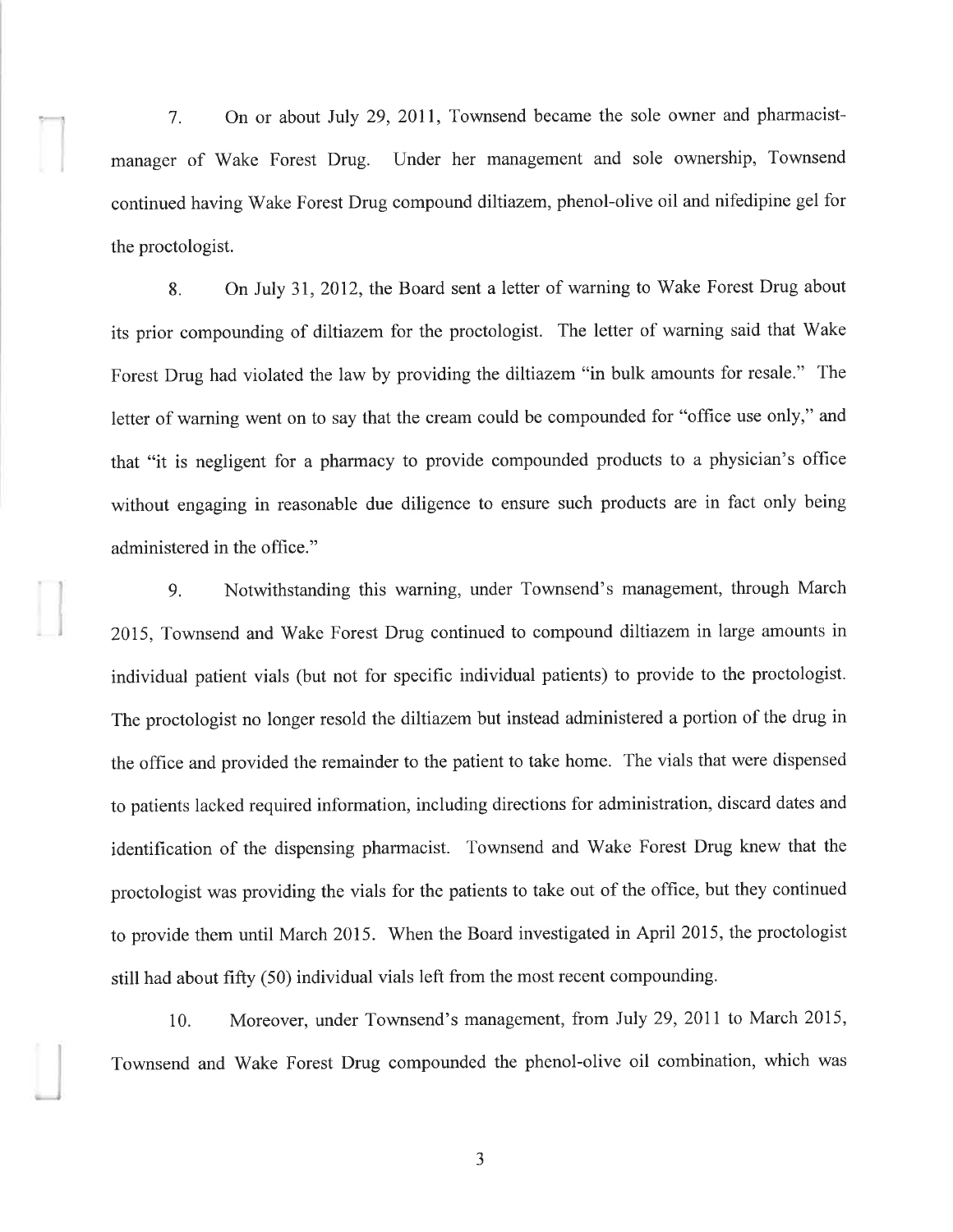7. On or about July 29, 2011, Townsend became the sole owner and pharmacist-manager of Wake Forest Drug. Under her management and sole ownership, Townsend continued having Wake Forest Drug compound diltiazem, phenol-olive oil and nifedipine gel for the proctologist.

8. On July 31, 2012, the Board sent a letter of warning to Wake Forest Drug about its prior compounding of diltiazem for the proctologist. The letter of warning said that Wake Forest Drug had violated the law by providing the diltiazem "in bulk amounts for resale." The letter of warning went on to say that the cream could be compounded for "office use only," and that "it is negligent for a pharmacy to provide compounded products to a physician's office without engaging in reasonable due diligence to ensure such products are in fact only being administered in the office."

9. Notwithstanding this warning, under Townsend's management, through March 2015, Townsend and Wake Forest Drug continued to compound diltiazem in large amounts in individual patient vials (but not for specific individual patients) to provide to the proctologist. The proctologist no longer resold the diltiazem but instead administered a portion of the drug in the office and provided the remainder to the patient to take home. The vials that were dispensed to patients lacked required information, including directions for administration, discard dates and identification of the dispensing pharmacist. Townsend and Wake Forest Drug knew that the proctologist was providing the vials for the patients to take out of the office, but they continued to provide them until March 2015. When the Board investigated in April 2015, the proctologist still had about fifty (50) individual vials left from the most recent compounding.

10. Moreover, under Townsend's management, from July 29, 2011 to March 2015, Townsend and Wake Forest Drug compounded the phenol-olive oil combination, which was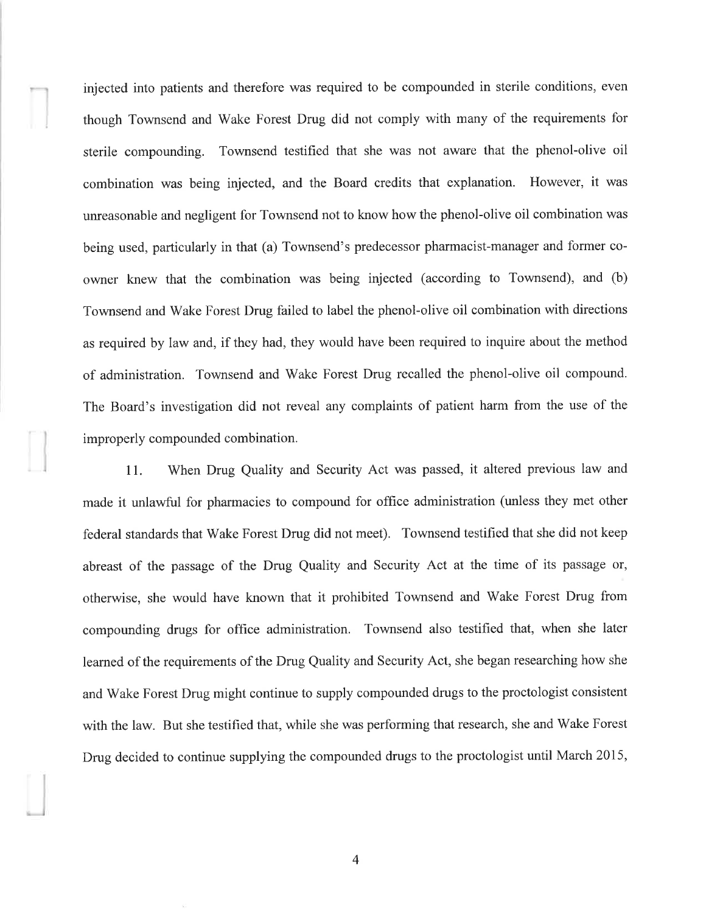injected into patients and therefore was required to be compounded in sterile conditions, even though Townsend and Wake Forest Drug did not comply with many of the requirements for sterile compounding. Townsend testified that she was not aware that the phenol-olive oil combination was being injected, and the Board credits that explanation. However, it was unreasonable and negligent for Townsend not to know how the phenol-olive oil combination was being used, particularly in that (a) Townsend's predecessor pharmacist-manager and former co-owner knew that the combination was being injected (according to Townsend), and (b) Townsend and Wake Forest Drug failed to label the phenol-olive oil combination with directions as required by law and, if they had, they would have been required to inquire about the method of administration. Townsend and Wake Forest Drug recalled the phenol-olive oil compound. The Board's investigation did not reveal any complaints of patient harm from the use of the improperly compounded combination.

11. When Drug Quality and Security Act was passed, it altered previous law and made it unlawful for pharmacies to compound for office administration (unless they met other federal standards that Wake Forest Drug did not meet). Townsend testified that she did not keep abreast of the passage of the Drug Quality and Security Act at the time of its passage or, otherwise, she would have known that it prohibited Townsend and Wake Forest Drug from compounding drugs for office administration. Townsend also testified that, when she later learned of the requirements of the Drug Quality and Security Act, she began researching how she and Wake Forest Drug might continue to supply compounded drugs to the proctologist consistent with the law. But she testified that, while she was performing that research, she and Wake Forest Drug decided to continue supplying the compounded drugs to the proctologist until March 2015,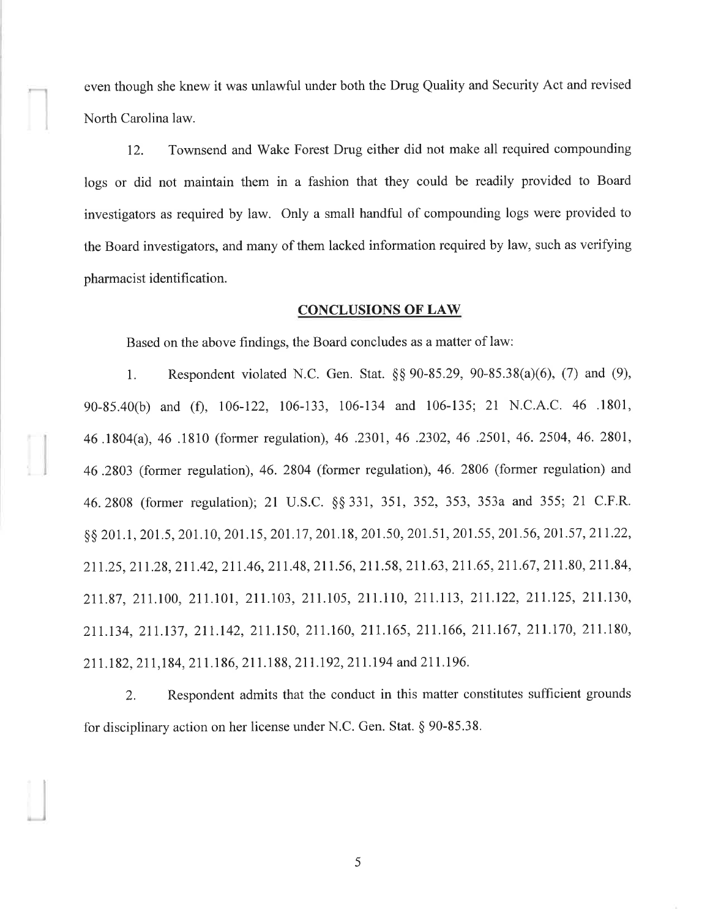even though she knew it was unlawful under both the Drug Quality and Security Act and revised North Carolina law.

12. Townsend and Wake Forest Drug either did not make all required compounding logs or did not maintain them in a fashion that they could be readily provided to Board investigators as required by law. Only a small handful of compounding logs were provided to the Board investigators, and many of them lacked information required by law, such as verifying pharmacist identification.

## CONCLUSIONS OF LAW

Based on the above findings, the Board concludes as a matter of law:

1. Respondent violated N.C. Gen. Stat. §§ 90-85.29, 90-85.38(a)(6), (7) and (9), 90-85.40(b) and (f), 106-122, 106-133, 106-134 and 106-135; 21 N.C.A.C. 46 .1801, 46 .1804(a), 46 .1810 (former regulation), 46 .2301, 46 .2302, 46 .2501, 46. 2504, 46. 2801, 46 .2803 (former regulation), 46. 2804 (former regulation), 46. 2806 (former regulation) and 46. 2808 (former regulation); 21 U.S.C. §§ 331, 351, 352, 353, 353a and 355; 21 C.F.R. §§ 201.1, 201.5, 201.10, 201.15, 201.17, 201.18, 201.50, 201.51, 201.55, 201.56, 201.57, 211.22, 211.25, 211.28, 211.42, 211.46, 211.48, 211.56, 211.58, 211.63, 211.65, 211.67, 211.80, 211.84, 211.87, 211.100, 211.101, 211.103, 211.105, 211.110, 211.113, 211.122, 211.125, 211.130, 211.134, 211.137, 211.142, 211.150, 211.160, 211.165, 211.166, 211.167, 211.170, 211.180, 211.182, 211,184, 211.186, 211.188, 211.192, 211.194 and 211.196.

2. Respondent admits that the conduct in this matter constitutes sufficient grounds for disciplinary action on her license under N.C. Gen. Stat. § 90-85.38.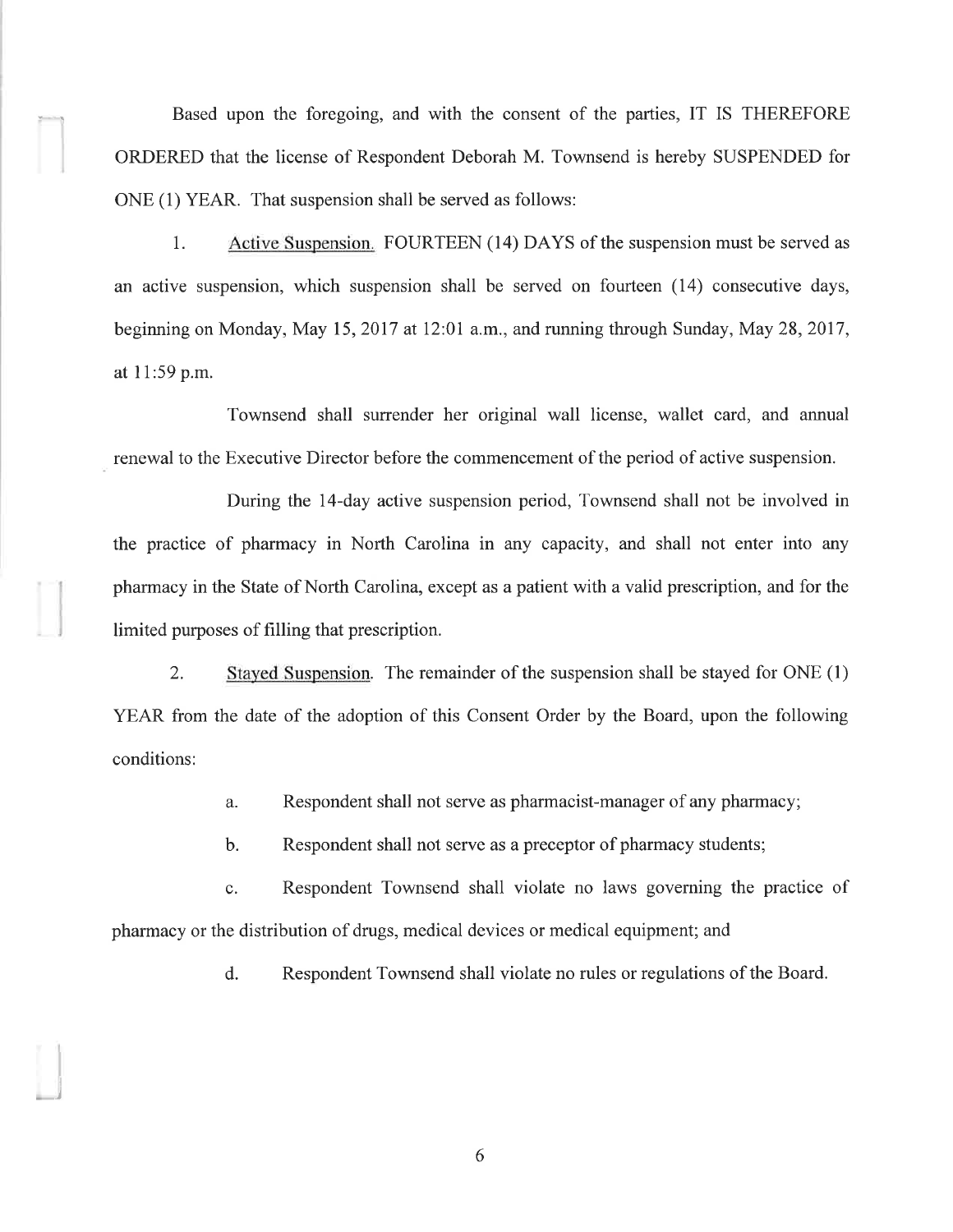Based upon the foregoing, and with the consent of the parties, IT IS THEREFORE ORDERED that the license of Respondent Deborah M. Townsend is hereby SUSPENDED for ONE (1) YEAR. That suspension shall be served as follows:

1. Active Suspension. FOURTEEN (14) DAYS of the suspension must be served as an active suspension, which suspension shall be served on fourteen (14) consecutive days, beginning on Monday, May 15, 2017 at 12:01 a.m., and running through Sunday, May 28, 2017, at 11:59 p.m.

Townsend shall surrender her original wall license, wallet card, and annual renewal to the Executive Director before the commencement of the period of active suspension.

During the 14-day active suspension period, Townsend shall not be involved in the practice of pharmacy in North Carolina in any capacity, and shall not enter into any pharmacy in the State of North Carolina, except as a patient with a valid prescription, and for the limited purposes of filling that prescription.

2. Stayed Suspension. The remainder of the suspension shall be stayed for ONE (1) YEAR from the date of the adoption of this Consent Order by the Board, upon the following conditions:

   a. Respondent shall not serve as pharmacist-manager of any pharmacy;

   b. Respondent shall not serve as a preceptor of pharmacy students;

   c. Respondent Townsend shall violate no laws governing the practice of pharmacy or the distribution of drugs, medical devices or medical equipment; and

   d. Respondent Townsend shall violate no rules or regulations of the Board.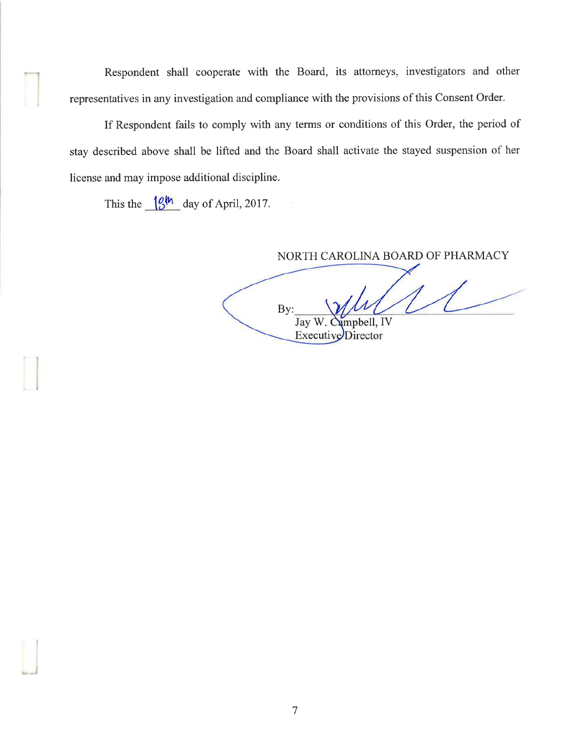Respondent shall cooperate with the Board, its attorneys, investigators and other representatives in any investigation and compliance with the provisions of this Consent Order.

If Respondent fails to comply with any terms or conditions of this Order, the period of stay described above shall be lifted and the Board shall activate the stayed suspension of her license and may impose additional discipline.

This the 18th day of April, 2017.

NORTH CAROLINA BOARD OF PHARMACY

By:\_\_\_\_\_\_\_\_\_\_\_\_\_\_\_\_\_\_\_\_\_\_\_\_\_\_\_\_

Jay W. Campbell, IV
Executive Director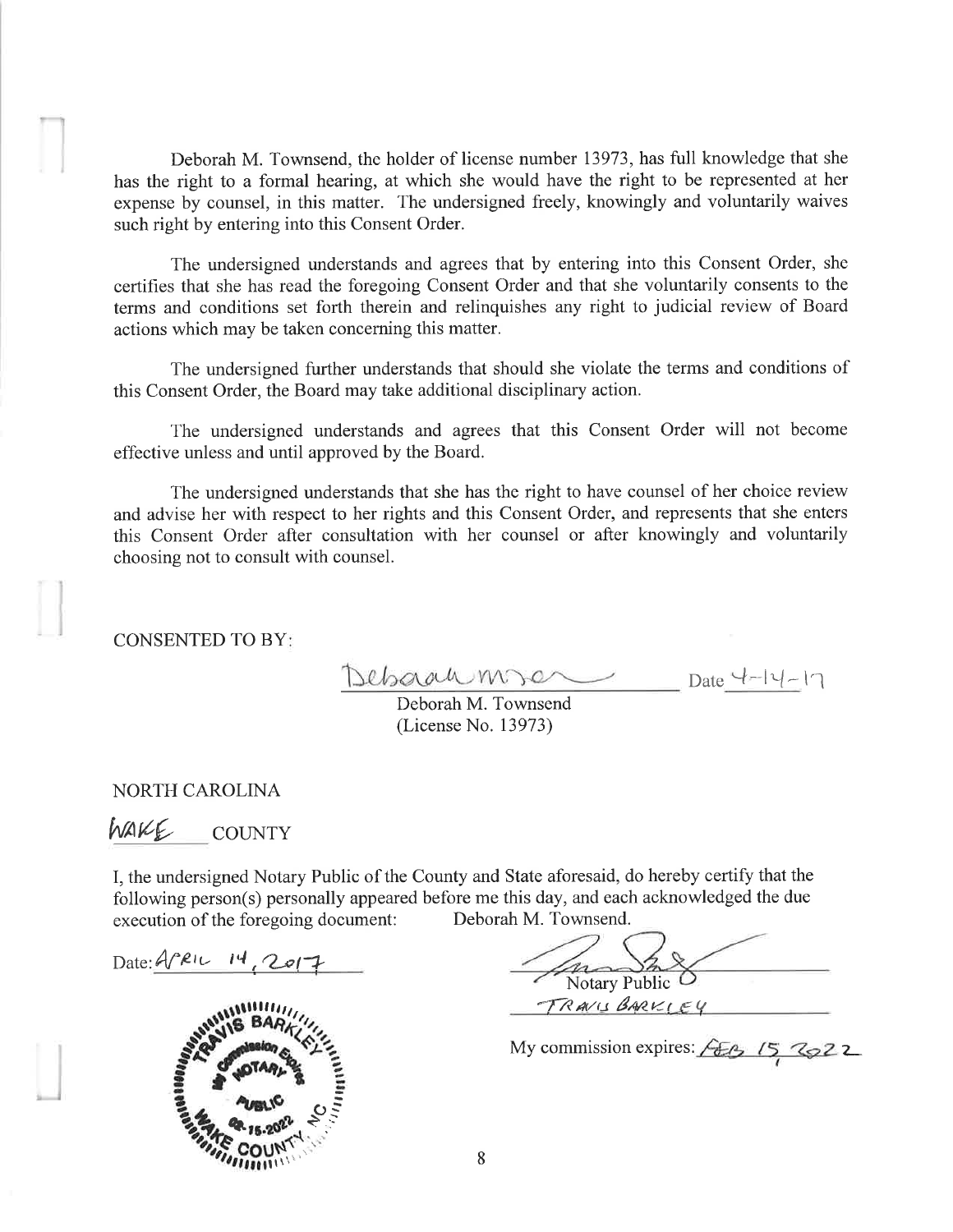Deborah M. Townsend, the holder of license number 13973, has full knowledge that she has the right to a formal hearing, at which she would have the right to be represented at her expense by counsel, in this matter. The undersigned freely, knowingly and voluntarily waives such right by entering into this Consent Order.

The undersigned understands and agrees that by entering into this Consent Order, she certifies that she has read the foregoing Consent Order and that she voluntarily consents to the terms and conditions set forth therein and relinquishes any right to judicial review of Board actions which may be taken concerning this matter.

The undersigned further understands that should she violate the terms and conditions of this Consent Order, the Board may take additional disciplinary action.

The undersigned understands and agrees that this Consent Order will not become effective unless and until approved by the Board.

The undersigned understands that she has the right to have counsel of her choice review and advise her with respect to her rights and this Consent Order, and represents that she enters this Consent Order after consultation with her counsel or after knowingly and voluntarily choosing not to consult with counsel.

CONSENTED TO BY:

Deborah M. Townsend (signature) Date 4-14-17

Deborah M. Townsend
(License No. 13973)

NORTH CAROLINA

WAKE COUNTY

I, the undersigned Notary Public of the County and State aforesaid, do hereby certify that the following person(s) personally appeared before me this day, and each acknowledged the due execution of the foregoing document: Deborah M. Townsend.

Date: APRIL 14, 2017

(signature)
Notary Public
TRAVIS BARKLEY

My commission expires: FEB 15, 2022

(Seal: TRAVIS BARKLEY, NOTARY PUBLIC, WAKE COUNTY, NC, My Commission Expires 02-15-2022)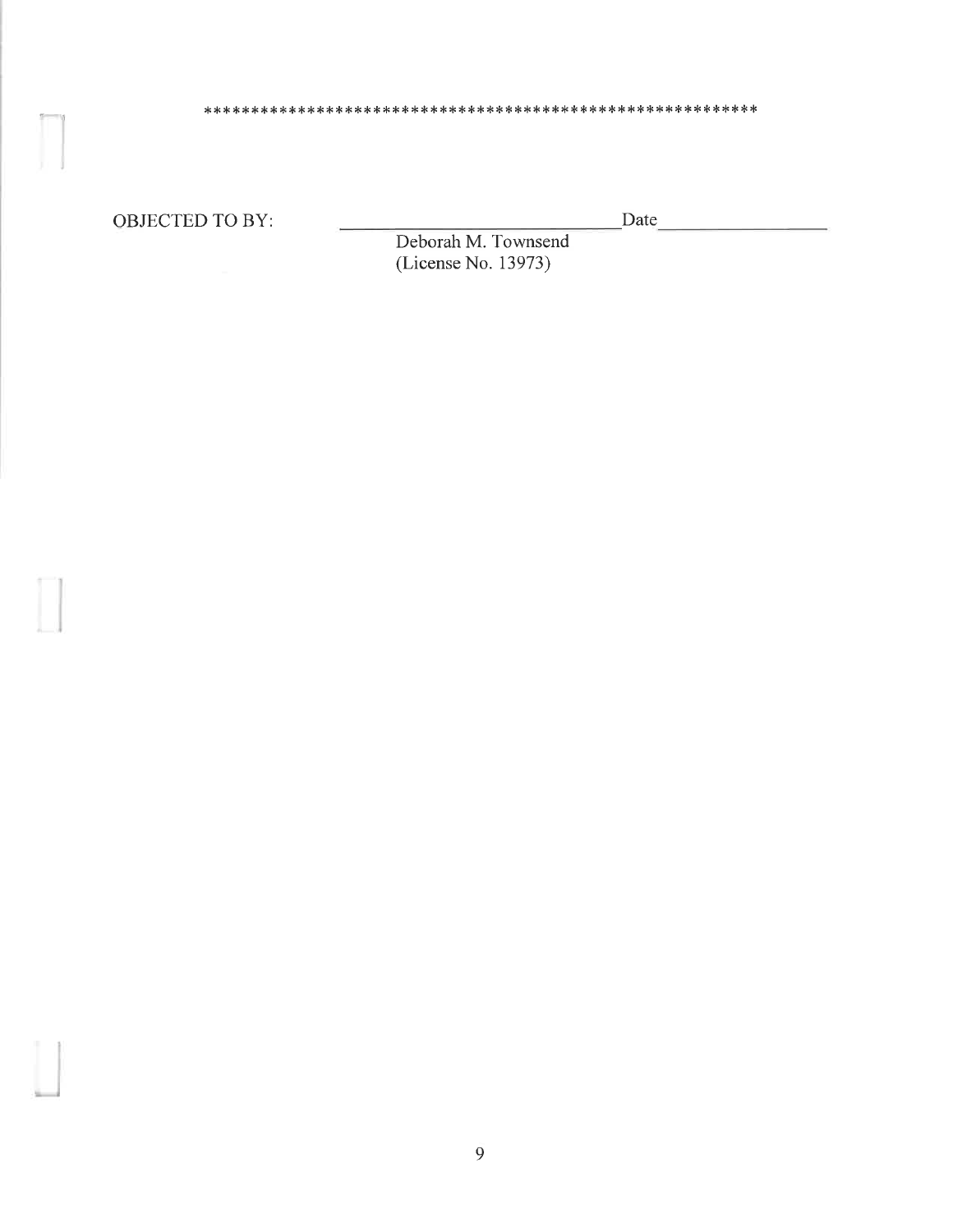************************************************************

OBJECTED TO BY: ______________________________ Date ________________

Deborah M. Townsend
(License No. 13973)